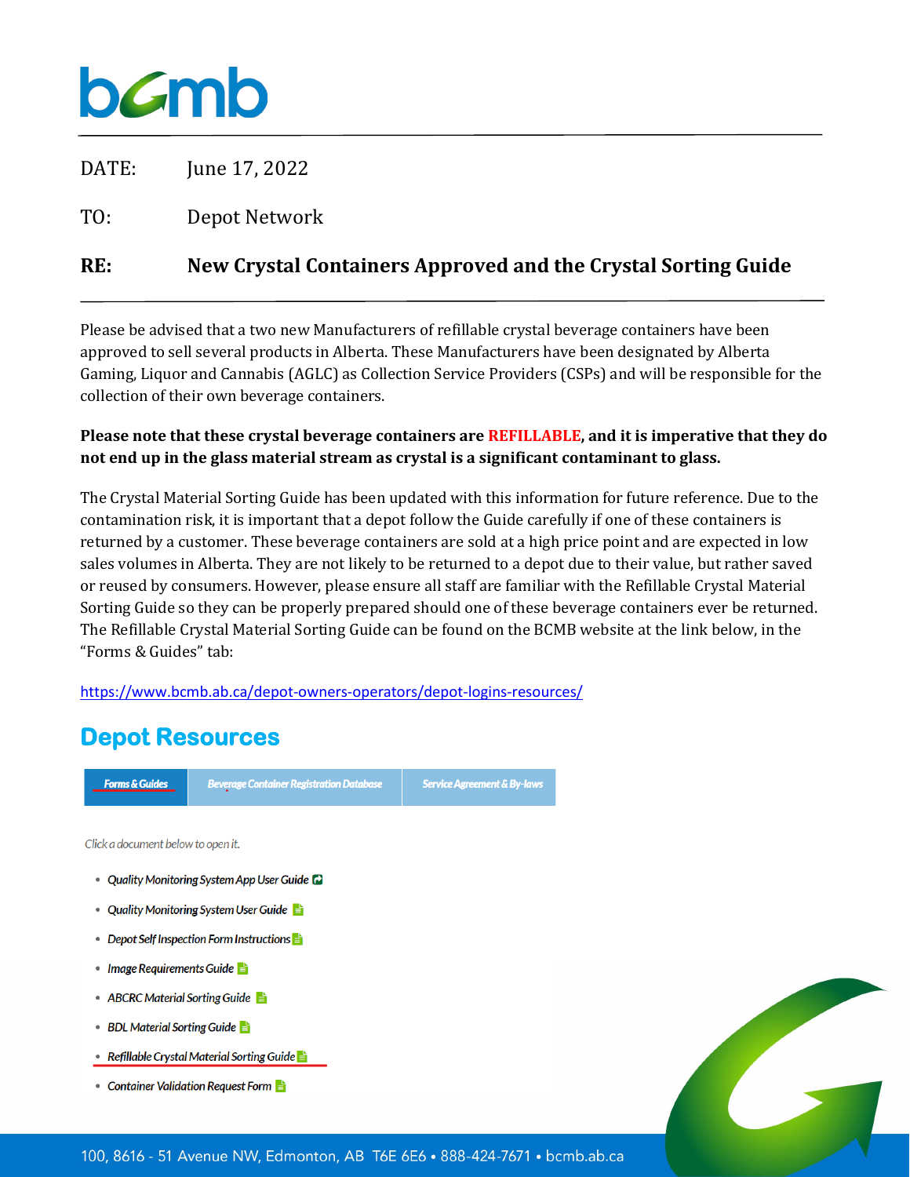bcmb

DATE: June 17, 2022

TO: Depot Network

**RE: New Crystal Containers Approved and the Crystal Sorting Guide**

Please be advised that a two new Manufacturers of refillable crystal beverage containers have been approved to sell several products in Alberta. These Manufacturers have been designated by Alberta Gaming, Liquor and Cannabis (AGLC) as Collection Service Providers (CSPs) and will be responsible for the collection of their own beverage containers.

**Please note that these crystal beverage containers are REFILLABLE, and it is imperative that they do not end up in the glass material stream as crystal is a significant contaminant to glass.**

The Crystal Material Sorting Guide has been updated with this information for future reference. Due to the contamination risk, it is important that a depot follow the Guide carefully if one of these containers is returned by a customer. These beverage containers are sold at a high price point and are expected in low sales volumes in Alberta. They are not likely to be returned to a depot due to their value, but rather saved or reused by consumers. However, please ensure all staff are familiar with the Refillable Crystal Material Sorting Guide so they can be properly prepared should one of these beverage containers ever be returned. The Refillable Crystal Material Sorting Guide can be found on the BCMB website at the link below, in the "Forms & Guides" tab:

https://www.bcmb.ab.ca/depot-owners-operators/depot-logins-resources/

## Depot Resources

| Forms & Guides | Beverage Container Registration Database | Service Agreement & By-laws |
|---|---|---|

*Click a document below to open it.*

- *Quality Monitoring System App User Guide*
- *Quality Monitoring System User Guide*
- *Depot Self Inspection Form Instructions*
- *Image Requirements Guide*
- *ABCRC Material Sorting Guide*
- *BDL Material Sorting Guide*
- *Refillable Crystal Material Sorting Guide*
- *Container Validation Request Form*

100, 8616 - 51 Avenue NW, Edmonton, AB T6E 6E6 • 888-424-7671 • bcmb.ab.ca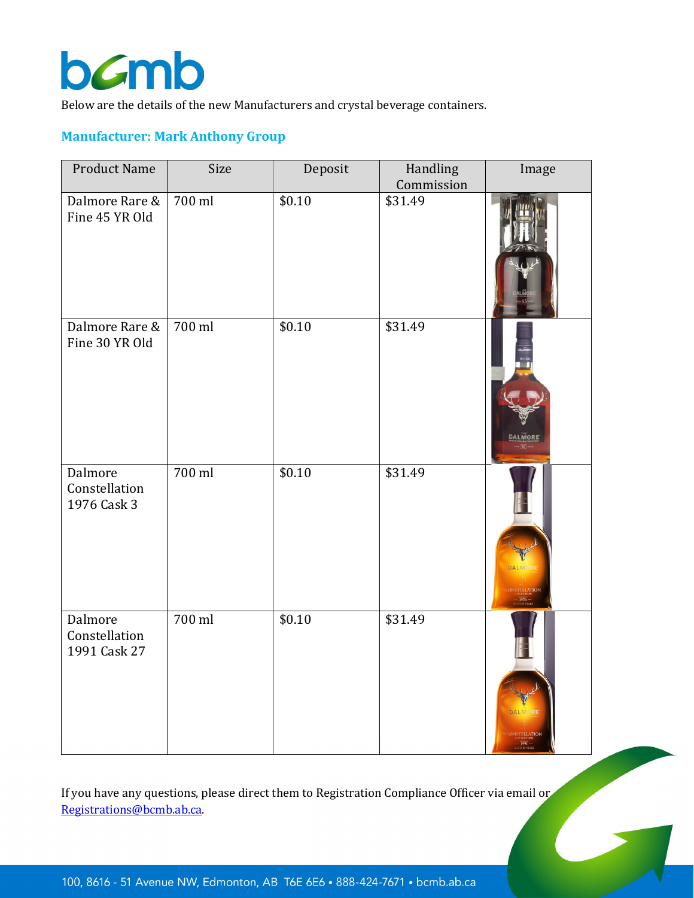Below are the details of the new Manufacturers and crystal beverage containers.

### Manufacturer: Mark Anthony Group

| Product Name | Size | Deposit | Handling Commission | Image |
|---|---|---|---|---|
| Dalmore Rare & Fine 45 YR Old | 700 ml | $0.10 | $31.49 | |
| Dalmore Rare & Fine 30 YR Old | 700 ml | $0.10 | $31.49 | |
| Dalmore Constellation 1976 Cask 3 | 700 ml | $0.10 | $31.49 | |
| Dalmore Constellation 1991 Cask 27 | 700 ml | $0.10 | $31.49 | |

If you have any questions, please direct them to Registration Compliance Officer via email on Registrations@bcmb.ab.ca.